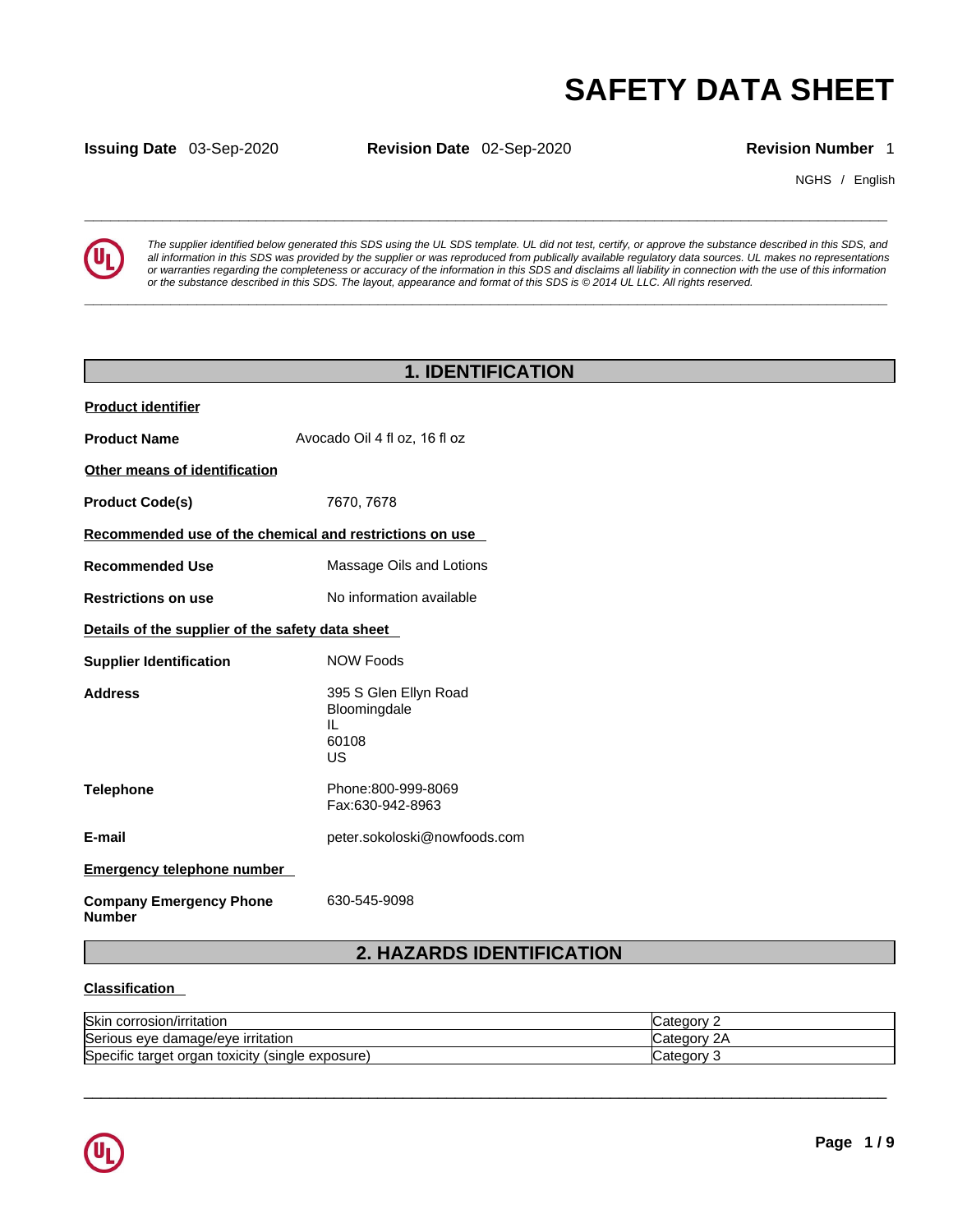# SAFETY DATA SHEET

**Issuing Date** 03-Sep-2020 **Revision Date** 02-Sep-2020 **Revision Number** 1

NGHS / English

*The supplier identified below generated this SDS using the UL SDS template. UL did not test, certify, or approve the substance described in this SDS, and all information in this SDS was provided by the supplier or was reproduced from publically available regulatory data sources. UL makes no representations or warranties regarding the completeness or accuracy of the information in this SDS and disclaims all liability in connection with the use of this information or the substance described in this SDS. The layout, appearance and format of this SDS is © 2014 UL LLC. All rights reserved.*

## 1. IDENTIFICATION

**Product identifier**

**Product Name** Avocado Oil 4 fl oz, 16 fl oz

**Other means of identification**

**Product Code(s)** 7670, 7678

**Recommended use of the chemical and restrictions on use**

**Recommended Use** Massage Oils and Lotions

**Restrictions on use** No information available

**Details of the supplier of the safety data sheet**

**Supplier Identification** NOW Foods

**Address** 395 S Glen Ellyn Road
Bloomingdale
IL
60108
US

**Telephone** Phone:800-999-8069
Fax:630-942-8963

**E-mail** peter.sokoloski@nowfoods.com

**Emergency telephone number**

**Company Emergency Phone Number** 630-545-9098

## 2. HAZARDS IDENTIFICATION

**Classification**

| Hazard | Category |
|---|---|
| Skin corrosion/irritation | Category 2 |
| Serious eye damage/eye irritation | Category 2A |
| Specific target organ toxicity (single exposure) | Category 3 |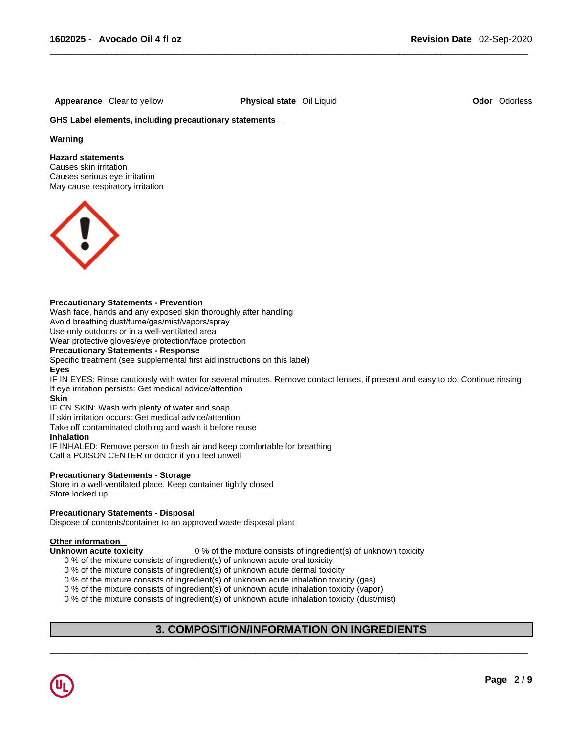**Appearance** Clear to yellow **Physical state** Oil Liquid **Odor** Odorless

**GHS Label elements, including precautionary statements**

**Warning**

**Hazard statements**
Causes skin irritation
Causes serious eye irritation
May cause respiratory irritation

**Precautionary Statements - Prevention**
Wash face, hands and any exposed skin thoroughly after handling
Avoid breathing dust/fume/gas/mist/vapors/spray
Use only outdoors or in a well-ventilated area
Wear protective gloves/eye protection/face protection

**Precautionary Statements - Response**
Specific treatment (see supplemental first aid instructions on this label)

**Eyes**
IF IN EYES: Rinse cautiously with water for several minutes. Remove contact lenses, if present and easy to do. Continue rinsing
If eye irritation persists: Get medical advice/attention

**Skin**
IF ON SKIN: Wash with plenty of water and soap
If skin irritation occurs: Get medical advice/attention
Take off contaminated clothing and wash it before reuse

**Inhalation**
IF INHALED: Remove person to fresh air and keep comfortable for breathing
Call a POISON CENTER or doctor if you feel unwell

**Precautionary Statements - Storage**
Store in a well-ventilated place. Keep container tightly closed
Store locked up

**Precautionary Statements - Disposal**
Dispose of contents/container to an approved waste disposal plant

**Other information**

**Unknown acute toxicity** 0 % of the mixture consists of ingredient(s) of unknown toxicity

0 % of the mixture consists of ingredient(s) of unknown acute oral toxicity
0 % of the mixture consists of ingredient(s) of unknown acute dermal toxicity
0 % of the mixture consists of ingredient(s) of unknown acute inhalation toxicity (gas)
0 % of the mixture consists of ingredient(s) of unknown acute inhalation toxicity (vapor)
0 % of the mixture consists of ingredient(s) of unknown acute inhalation toxicity (dust/mist)

## 3. COMPOSITION/INFORMATION ON INGREDIENTS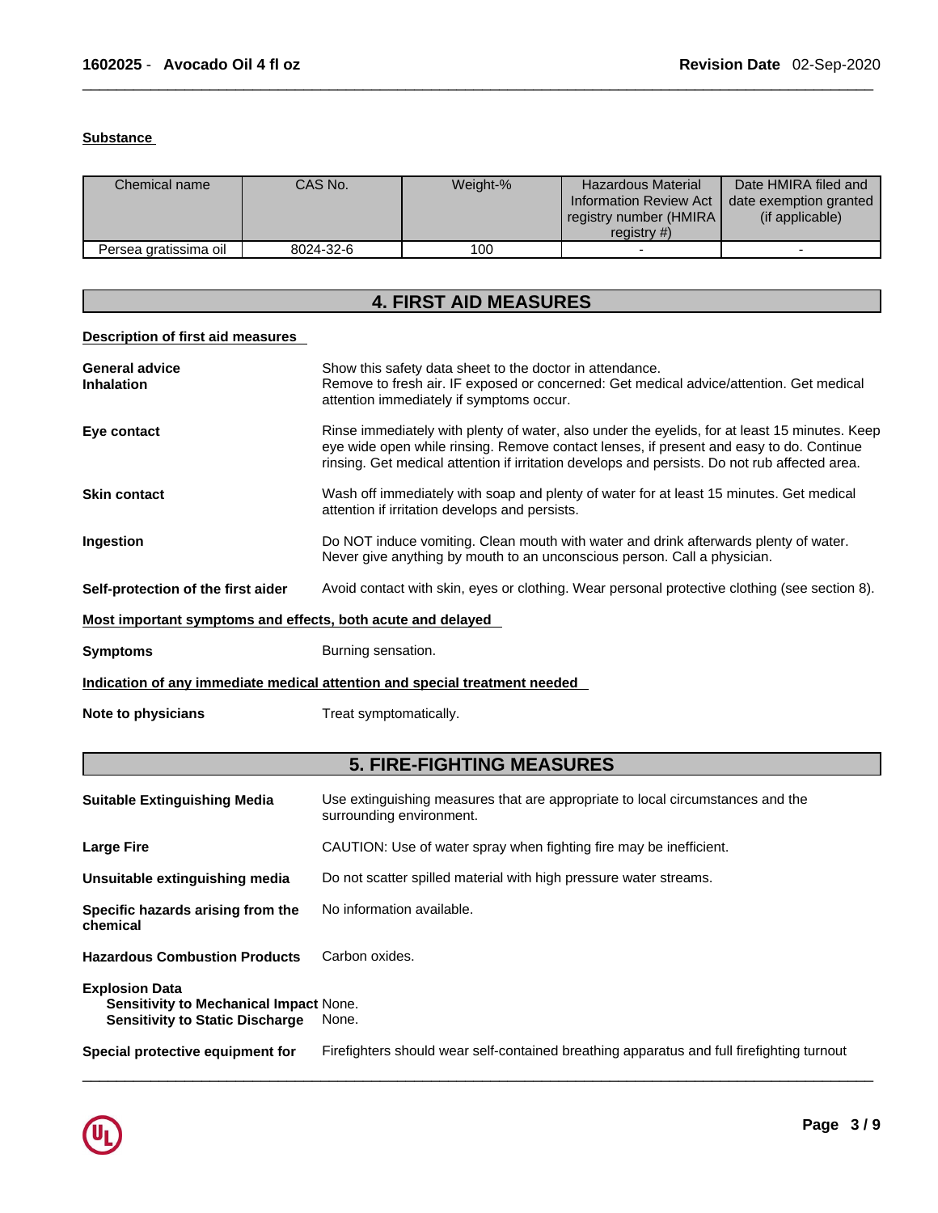**Substance**

| Chemical name | CAS No. | Weight-% | Hazardous Material Information Review Act registry number (HMIRA registry #) | Date HMIRA filed and date exemption granted (if applicable) |
|---|---|---|---|---|
| Persea gratissima oil | 8024-32-6 | 100 | - | - |

## 4. FIRST AID MEASURES

**Description of first aid measures**

**General advice**
Show this safety data sheet to the doctor in attendance.

**Inhalation**
Remove to fresh air. IF exposed or concerned: Get medical advice/attention. Get medical attention immediately if symptoms occur.

**Eye contact**
Rinse immediately with plenty of water, also under the eyelids, for at least 15 minutes. Keep eye wide open while rinsing. Remove contact lenses, if present and easy to do. Continue rinsing. Get medical attention if irritation develops and persists. Do not rub affected area.

**Skin contact**
Wash off immediately with soap and plenty of water for at least 15 minutes. Get medical attention if irritation develops and persists.

**Ingestion**
Do NOT induce vomiting. Clean mouth with water and drink afterwards plenty of water. Never give anything by mouth to an unconscious person. Call a physician.

**Self-protection of the first aider**
Avoid contact with skin, eyes or clothing. Wear personal protective clothing (see section 8).

**Most important symptoms and effects, both acute and delayed**

**Symptoms**
Burning sensation.

**Indication of any immediate medical attention and special treatment needed**

**Note to physicians**
Treat symptomatically.

## 5. FIRE-FIGHTING MEASURES

**Suitable Extinguishing Media**
Use extinguishing measures that are appropriate to local circumstances and the surrounding environment.

**Large Fire**
CAUTION: Use of water spray when fighting fire may be inefficient.

**Unsuitable extinguishing media**
Do not scatter spilled material with high pressure water streams.

**Specific hazards arising from the chemical**
No information available.

**Hazardous Combustion Products**
Carbon oxides.

**Explosion Data**
**Sensitivity to Mechanical Impact** None.
**Sensitivity to Static Discharge** None.

**Special protective equipment for**
Firefighters should wear self-contained breathing apparatus and full firefighting turnout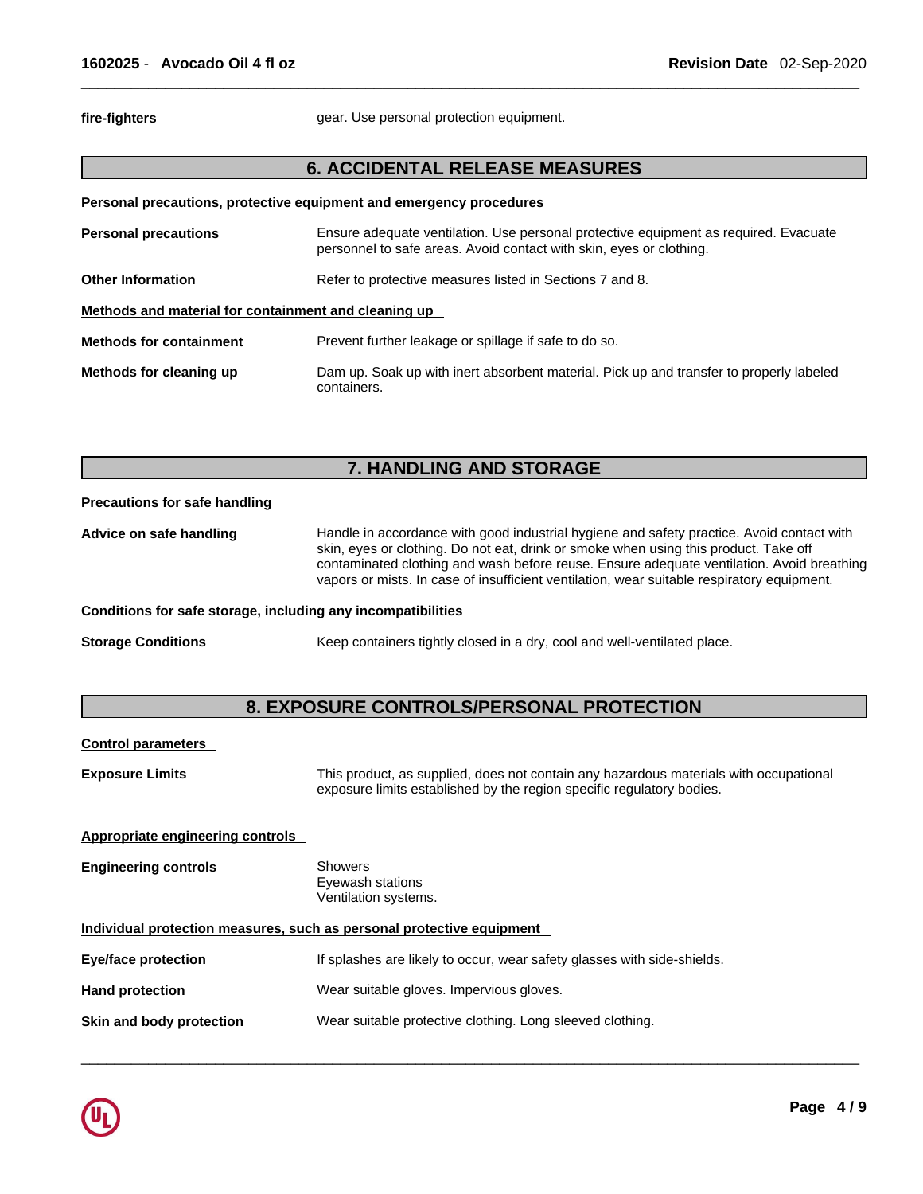| | |
|---|---|
| **fire-fighters** | gear. Use personal protection equipment. |

## 6. ACCIDENTAL RELEASE MEASURES

**Personal precautions, protective equipment and emergency procedures**

| | |
|---|---|
| **Personal precautions** | Ensure adequate ventilation. Use personal protective equipment as required. Evacuate personnel to safe areas. Avoid contact with skin, eyes or clothing. |
| **Other Information** | Refer to protective measures listed in Sections 7 and 8. |

**Methods and material for containment and cleaning up**

| | |
|---|---|
| **Methods for containment** | Prevent further leakage or spillage if safe to do so. |
| **Methods for cleaning up** | Dam up. Soak up with inert absorbent material. Pick up and transfer to properly labeled containers. |

## 7. HANDLING AND STORAGE

**Precautions for safe handling**

| | |
|---|---|
| **Advice on safe handling** | Handle in accordance with good industrial hygiene and safety practice. Avoid contact with skin, eyes or clothing. Do not eat, drink or smoke when using this product. Take off contaminated clothing and wash before reuse. Ensure adequate ventilation. Avoid breathing vapors or mists. In case of insufficient ventilation, wear suitable respiratory equipment. |

**Conditions for safe storage, including any incompatibilities**

| | |
|---|---|
| **Storage Conditions** | Keep containers tightly closed in a dry, cool and well-ventilated place. |

## 8. EXPOSURE CONTROLS/PERSONAL PROTECTION

**Control parameters**

| | |
|---|---|
| **Exposure Limits** | This product, as supplied, does not contain any hazardous materials with occupational exposure limits established by the region specific regulatory bodies. |

**Appropriate engineering controls**

| | |
|---|---|
| **Engineering controls** | Showers<br>Eyewash stations<br>Ventilation systems. |

**Individual protection measures, such as personal protective equipment**

| | |
|---|---|
| **Eye/face protection** | If splashes are likely to occur, wear safety glasses with side-shields. |
| **Hand protection** | Wear suitable gloves. Impervious gloves. |
| **Skin and body protection** | Wear suitable protective clothing. Long sleeved clothing. |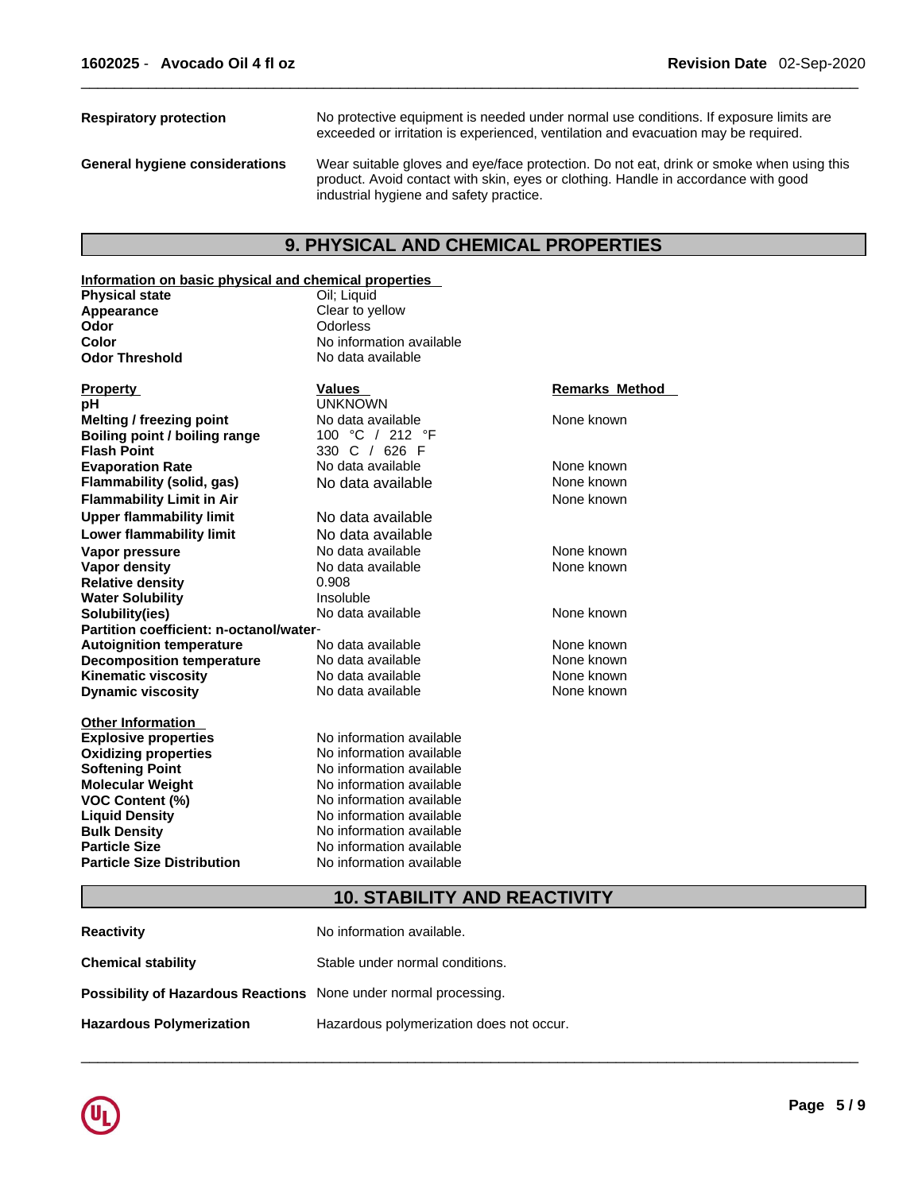| | |
|---|---|
| **Respiratory protection** | No protective equipment is needed under normal use conditions. If exposure limits are exceeded or irritation is experienced, ventilation and evacuation may be required. |
| **General hygiene considerations** | Wear suitable gloves and eye/face protection. Do not eat, drink or smoke when using this product. Avoid contact with skin, eyes or clothing. Handle in accordance with good industrial hygiene and safety practice. |

## 9. PHYSICAL AND CHEMICAL PROPERTIES

**Information on basic physical and chemical properties**

| | |
|---|---|
| **Physical state** | Oil; Liquid |
| **Appearance** | Clear to yellow |
| **Odor** | Odorless |
| **Color** | No information available |
| **Odor Threshold** | No data available |

| Property | Values | Remarks Method |
|---|---|---|
| **pH** | UNKNOWN | |
| **Melting / freezing point** | No data available | None known |
| **Boiling point / boiling range** | 100 °C / 212 °F | |
| **Flash Point** | 330 C / 626 F | |
| **Evaporation Rate** | No data available | None known |
| **Flammability (solid, gas)** | No data available | None known |
| **Flammability Limit in Air** | | None known |
| **Upper flammability limit** | No data available | |
| **Lower flammability limit** | No data available | |
| **Vapor pressure** | No data available | None known |
| **Vapor density** | No data available | None known |
| **Relative density** | 0.908 | |
| **Water Solubility** | Insoluble | |
| **Solubility(ies)** | No data available | None known |
| **Partition coefficient: n-octanol/water** | - | |
| **Autoignition temperature** | No data available | None known |
| **Decomposition temperature** | No data available | None known |
| **Kinematic viscosity** | No data available | None known |
| **Dynamic viscosity** | No data available | None known |

**Other Information**

| | |
|---|---|
| **Explosive properties** | No information available |
| **Oxidizing properties** | No information available |
| **Softening Point** | No information available |
| **Molecular Weight** | No information available |
| **VOC Content (%)** | No information available |
| **Liquid Density** | No information available |
| **Bulk Density** | No information available |
| **Particle Size** | No information available |
| **Particle Size Distribution** | No information available |

## 10. STABILITY AND REACTIVITY

| | |
|---|---|
| **Reactivity** | No information available. |
| **Chemical stability** | Stable under normal conditions. |
| **Possibility of Hazardous Reactions** | None under normal processing. |
| **Hazardous Polymerization** | Hazardous polymerization does not occur. |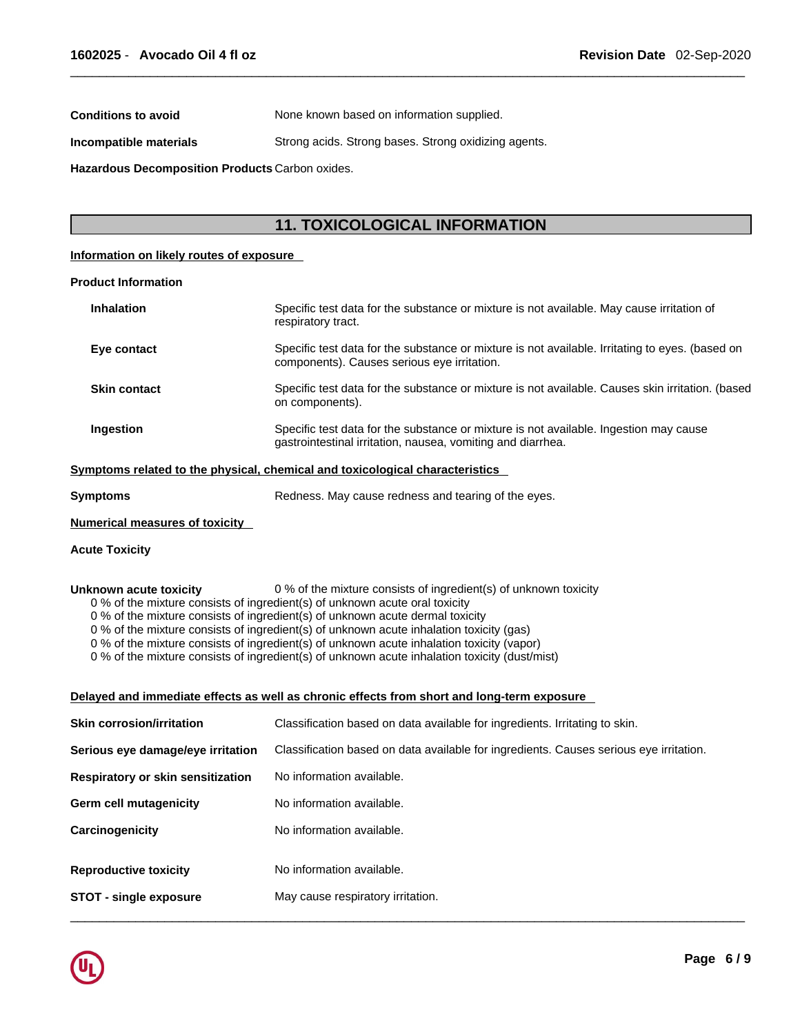**Conditions to avoid** None known based on information supplied.

**Incompatible materials** Strong acids. Strong bases. Strong oxidizing agents.

**Hazardous Decomposition Products** Carbon oxides.

## 11. TOXICOLOGICAL INFORMATION

### Information on likely routes of exposure

**Product Information**

| | |
|---|---|
| **Inhalation** | Specific test data for the substance or mixture is not available. May cause irritation of respiratory tract. |
| **Eye contact** | Specific test data for the substance or mixture is not available. Irritating to eyes. (based on components). Causes serious eye irritation. |
| **Skin contact** | Specific test data for the substance or mixture is not available. Causes skin irritation. (based on components). |
| **Ingestion** | Specific test data for the substance or mixture is not available. Ingestion may cause gastrointestinal irritation, nausea, vomiting and diarrhea. |

### Symptoms related to the physical, chemical and toxicological characteristics

**Symptoms** Redness. May cause redness and tearing of the eyes.

### Numerical measures of toxicity

**Acute Toxicity**

**Unknown acute toxicity** 0 % of the mixture consists of ingredient(s) of unknown toxicity

0 % of the mixture consists of ingredient(s) of unknown acute oral toxicity
0 % of the mixture consists of ingredient(s) of unknown acute dermal toxicity
0 % of the mixture consists of ingredient(s) of unknown acute inhalation toxicity (gas)
0 % of the mixture consists of ingredient(s) of unknown acute inhalation toxicity (vapor)
0 % of the mixture consists of ingredient(s) of unknown acute inhalation toxicity (dust/mist)

### Delayed and immediate effects as well as chronic effects from short and long-term exposure

| | |
|---|---|
| **Skin corrosion/irritation** | Classification based on data available for ingredients. Irritating to skin. |
| **Serious eye damage/eye irritation** | Classification based on data available for ingredients. Causes serious eye irritation. |
| **Respiratory or skin sensitization** | No information available. |
| **Germ cell mutagenicity** | No information available. |
| **Carcinogenicity** | No information available. |
| **Reproductive toxicity** | No information available. |
| **STOT - single exposure** | May cause respiratory irritation. |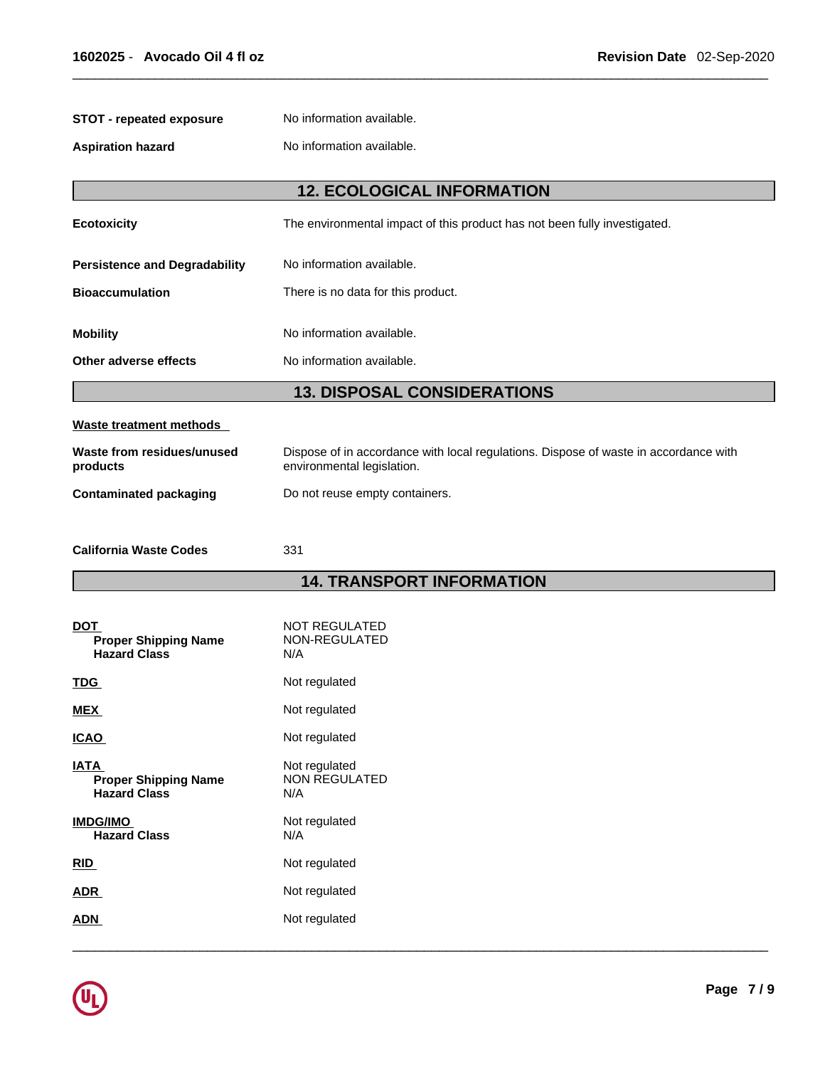**STOT - repeated exposure** No information available.

**Aspiration hazard** No information available.

## 12. ECOLOGICAL INFORMATION

**Ecotoxicity** The environmental impact of this product has not been fully investigated.

**Persistence and Degradability** No information available.

**Bioaccumulation** There is no data for this product.

**Mobility** No information available.

**Other adverse effects** No information available.

## 13. DISPOSAL CONSIDERATIONS

**Waste treatment methods**

**Waste from residues/unused products** Dispose of in accordance with local regulations. Dispose of waste in accordance with environmental legislation.

**Contaminated packaging** Do not reuse empty containers.

**California Waste Codes** 331

## 14. TRANSPORT INFORMATION

**DOT** NOT REGULATED
**Proper Shipping Name** NON-REGULATED
**Hazard Class** N/A

**TDG** Not regulated

**MEX** Not regulated

**ICAO** Not regulated

**IATA** Not regulated
**Proper Shipping Name** NON REGULATED
**Hazard Class** N/A

**IMDG/IMO** Not regulated
**Hazard Class** N/A

**RID** Not regulated

**ADR** Not regulated

**ADN** Not regulated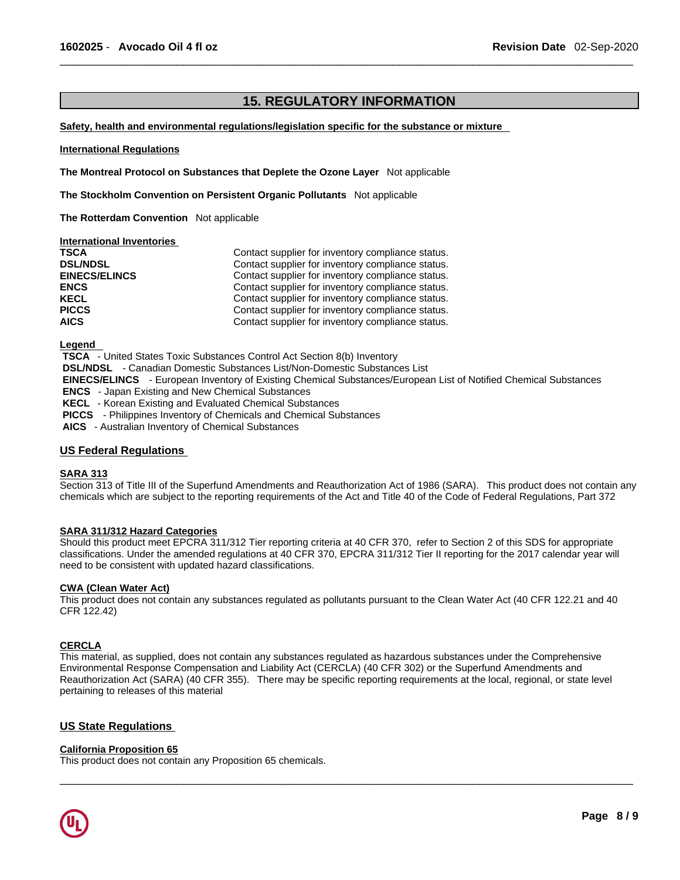## 15. REGULATORY INFORMATION

**Safety, health and environmental regulations/legislation specific for the substance or mixture**

**International Regulations**

**The Montreal Protocol on Substances that Deplete the Ozone Layer** Not applicable

**The Stockholm Convention on Persistent Organic Pollutants** Not applicable

**The Rotterdam Convention** Not applicable

**International Inventories**

| | |
|---|---|
| **TSCA** | Contact supplier for inventory compliance status. |
| **DSL/NDSL** | Contact supplier for inventory compliance status. |
| **EINECS/ELINCS** | Contact supplier for inventory compliance status. |
| **ENCS** | Contact supplier for inventory compliance status. |
| **KECL** | Contact supplier for inventory compliance status. |
| **PICCS** | Contact supplier for inventory compliance status. |
| **AICS** | Contact supplier for inventory compliance status. |

**Legend**

**TSCA** - United States Toxic Substances Control Act Section 8(b) Inventory
**DSL/NDSL** - Canadian Domestic Substances List/Non-Domestic Substances List
**EINECS/ELINCS** - European Inventory of Existing Chemical Substances/European List of Notified Chemical Substances
**ENCS** - Japan Existing and New Chemical Substances
**KECL** - Korean Existing and Evaluated Chemical Substances
**PICCS** - Philippines Inventory of Chemicals and Chemical Substances
**AICS** - Australian Inventory of Chemical Substances

### US Federal Regulations

**SARA 313**

Section 313 of Title III of the Superfund Amendments and Reauthorization Act of 1986 (SARA). This product does not contain any chemicals which are subject to the reporting requirements of the Act and Title 40 of the Code of Federal Regulations, Part 372

**SARA 311/312 Hazard Categories**

Should this product meet EPCRA 311/312 Tier reporting criteria at 40 CFR 370, refer to Section 2 of this SDS for appropriate classifications. Under the amended regulations at 40 CFR 370, EPCRA 311/312 Tier II reporting for the 2017 calendar year will need to be consistent with updated hazard classifications.

**CWA (Clean Water Act)**

This product does not contain any substances regulated as pollutants pursuant to the Clean Water Act (40 CFR 122.21 and 40 CFR 122.42)

**CERCLA**

This material, as supplied, does not contain any substances regulated as hazardous substances under the Comprehensive Environmental Response Compensation and Liability Act (CERCLA) (40 CFR 302) or the Superfund Amendments and Reauthorization Act (SARA) (40 CFR 355). There may be specific reporting requirements at the local, regional, or state level pertaining to releases of this material

### US State Regulations

**California Proposition 65**

This product does not contain any Proposition 65 chemicals.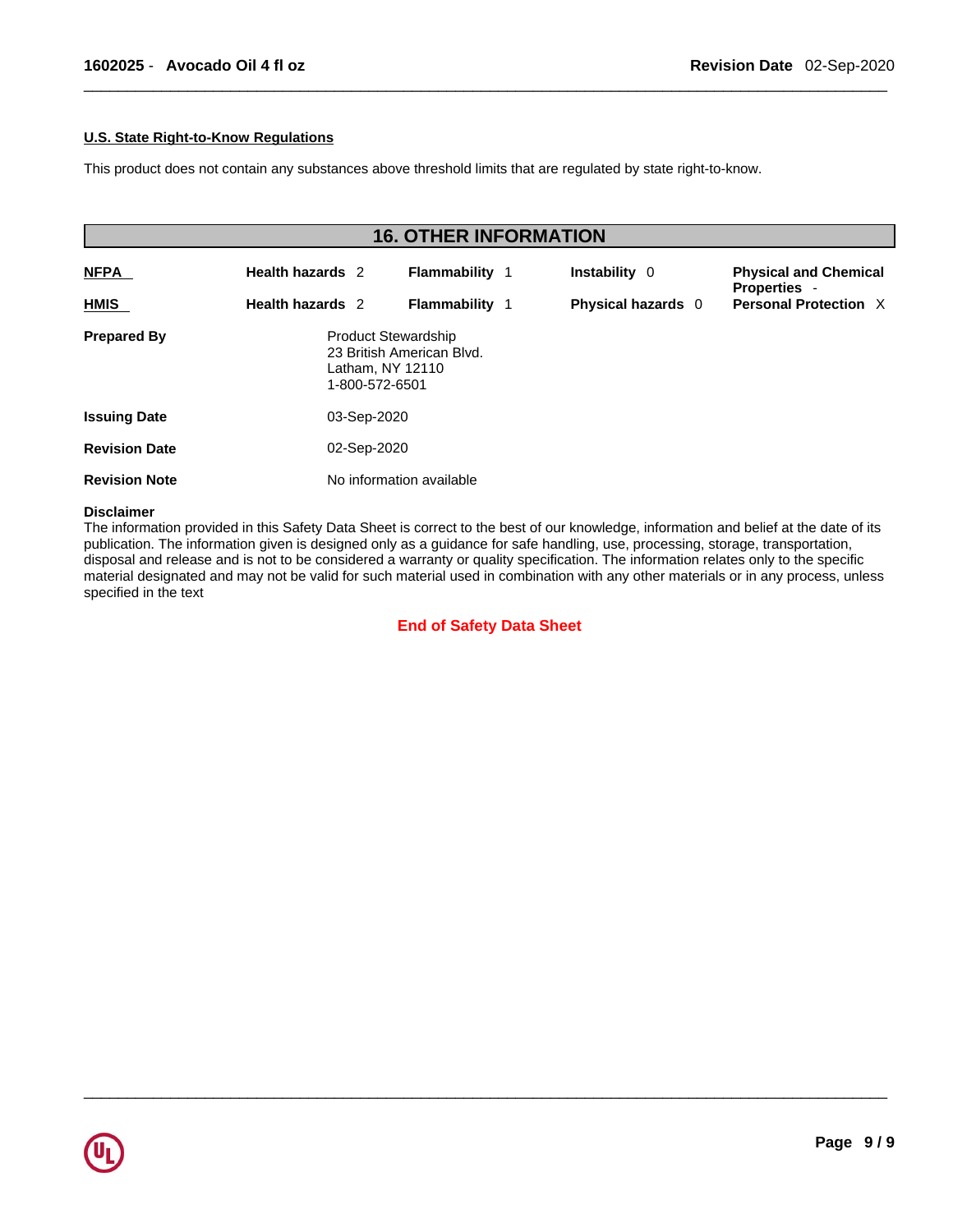**U.S. State Right-to-Know Regulations**

This product does not contain any substances above threshold limits that are regulated by state right-to-know.

## 16. OTHER INFORMATION

| | | | | |
|---|---|---|---|---|
| **NFPA** | **Health hazards** 2 | **Flammability** 1 | **Instability** 0 | **Physical and Chemical Properties** - |
| **HMIS** | **Health hazards** 2 | **Flammability** 1 | **Physical hazards** 0 | **Personal Protection** X |

**Prepared By**
Product Stewardship
23 British American Blvd.
Latham, NY 12110
1-800-572-6501

**Issuing Date** 03-Sep-2020

**Revision Date** 02-Sep-2020

**Revision Note** No information available

**Disclaimer**
The information provided in this Safety Data Sheet is correct to the best of our knowledge, information and belief at the date of its publication. The information given is designed only as a guidance for safe handling, use, processing, storage, transportation, disposal and release and is not to be considered a warranty or quality specification. The information relates only to the specific material designated and may not be valid for such material used in combination with any other materials or in any process, unless specified in the text

**End of Safety Data Sheet**